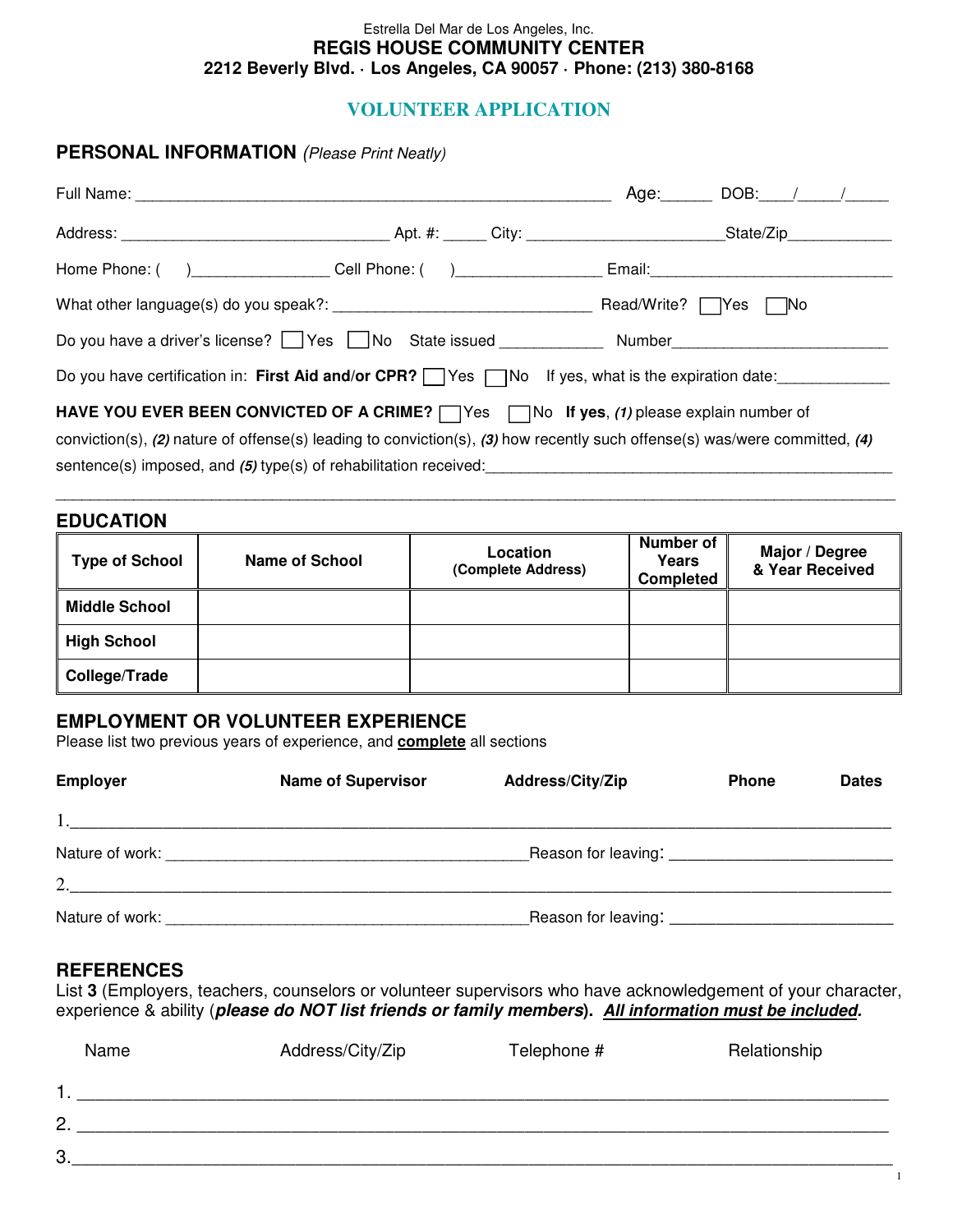Estrella Del Mar de Los Angeles, Inc.

**REGIS HOUSE COMMUNITY CENTER**

**2212 Beverly Blvd. · Los Angeles, CA 90057 · Phone: (213) 380-8168**

# VOLUNTEER APPLICATION

## PERSONAL INFORMATION *(Please Print Neatly)*

Full Name: ________________________________________________________ Age:______ DOB:____/_____/_____

Address: _______________________________ Apt. #: _____ City: ______________________State/Zip____________

Home Phone: (     )________________ Cell Phone: (     )________________ Email:____________________________

What other language(s) do you speak?: ______________________________ Read/Write? ☐Yes ☐No

Do you have a driver's license? ☐Yes ☐No State issued ____________ Number_________________________

Do you have certification in: **First Aid and/or CPR?** ☐Yes ☐No If yes, what is the expiration date:_____________

**HAVE YOU EVER BEEN CONVICTED OF A CRIME?** ☐Yes ☐No **If yes**, ***(1)*** please explain number of conviction(s), ***(2)*** nature of offense(s) leading to conviction(s), ***(3)*** how recently such offense(s) was/were committed, ***(4)*** sentence(s) imposed, and ***(5)*** type(s) of rehabilitation received:_____________________________________________

______________________________________________________________________________________________

## EDUCATION

| Type of School | Name of School | Location (Complete Address) | Number of Years Completed | Major / Degree & Year Received |
|---|---|---|---|---|
| **Middle School** | | | | |
| **High School** | | | | |
| **College/Trade** | | | | |

## EMPLOYMENT OR VOLUNTEER EXPERIENCE

Please list two previous years of experience, and **complete** all sections

**Employer** **Name of Supervisor** **Address/City/Zip** **Phone** **Dates**

1.______________________________________________________________________________________________

Nature of work: __________________________________________Reason for leaving: _________________________

2.______________________________________________________________________________________________

Nature of work: __________________________________________Reason for leaving: _________________________

## REFERENCES

List **3** (Employers, teachers, counselors or volunteer supervisors who have acknowledgement of your character, experience & ability (***please do NOT list friends or family members***). ***All information must be included.***

Name Address/City/Zip Telephone # Relationship

1. ____________________________________________________________________________________________

2. ____________________________________________________________________________________________

3. ____________________________________________________________________________________________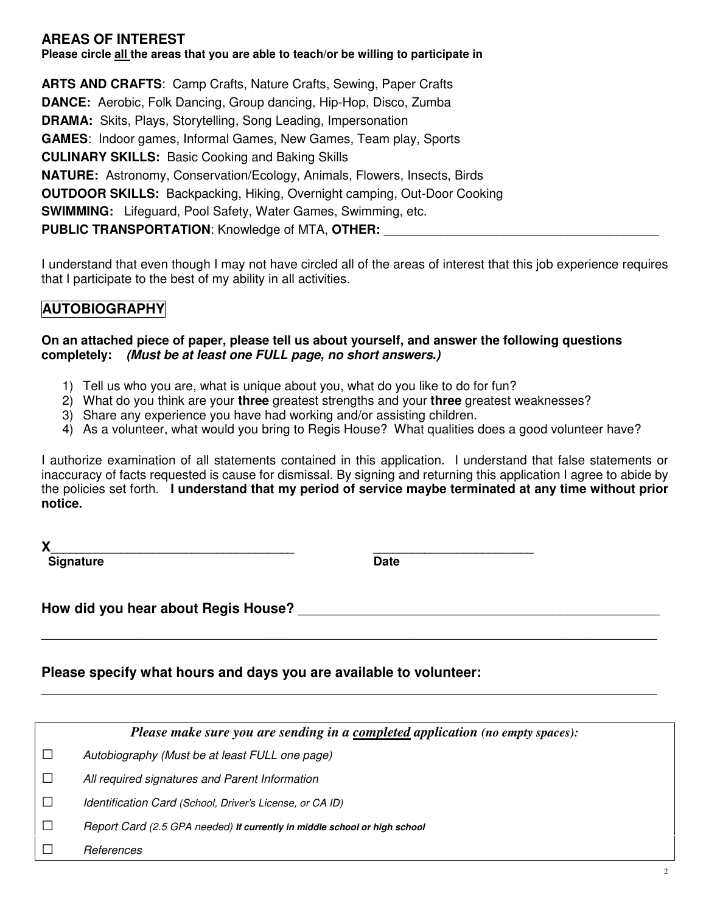## AREAS OF INTEREST

**Please circle <u>all</u> the areas that you are able to teach/or be willing to participate in**

**ARTS AND CRAFTS**: Camp Crafts, Nature Crafts, Sewing, Paper Crafts
**DANCE:** Aerobic, Folk Dancing, Group dancing, Hip-Hop, Disco, Zumba
**DRAMA:** Skits, Plays, Storytelling, Song Leading, Impersonation
**GAMES**: Indoor games, Informal Games, New Games, Team play, Sports
**CULINARY SKILLS:** Basic Cooking and Baking Skills
**NATURE:** Astronomy, Conservation/Ecology, Animals, Flowers, Insects, Birds
**OUTDOOR SKILLS:** Backpacking, Hiking, Overnight camping, Out-Door Cooking
**SWIMMING:** Lifeguard, Pool Safety, Water Games, Swimming, etc.
**PUBLIC TRANSPORTATION**: Knowledge of MTA, **OTHER:** ________________________________________

I understand that even though I may not have circled all of the areas of interest that this job experience requires that I participate to the best of my ability in all activities.

## AUTOBIOGRAPHY

**On an attached piece of paper, please tell us about yourself, and answer the following questions completely:** ***(Must be at least one FULL page, no short answers.)***

1) Tell us who you are, what is unique about you, what do you like to do for fun?
2) What do you think are your **three** greatest strengths and your **three** greatest weaknesses?
3) Share any experience you have had working and/or assisting children.
4) As a volunteer, what would you bring to Regis House? What qualities does a good volunteer have?

I authorize examination of all statements contained in this application. I understand that false statements or inaccuracy of facts requested is cause for dismissal. By signing and returning this application I agree to abide by the policies set forth. **I understand that my period of service maybe terminated at any time without prior notice.**

**X**__________________________________ ______________________
**Signature** **Date**

**How did you hear about Regis House?** ______________________________________________
_______________________________________________________________________________

**Please specify what hours and days you are available to volunteer:**
_______________________________________________________________________________

***Please make sure you are sending in a <u>completed</u> application (no empty spaces):***

- ☐ *Autobiography (Must be at least FULL one page)*
- ☐ *All required signatures and Parent Information*
- ☐ *Identification Card (School, Driver's License, or CA ID)*
- ☐ *Report Card (2.5 GPA needed)* ***If currently in middle school or high school***
- ☐ *References*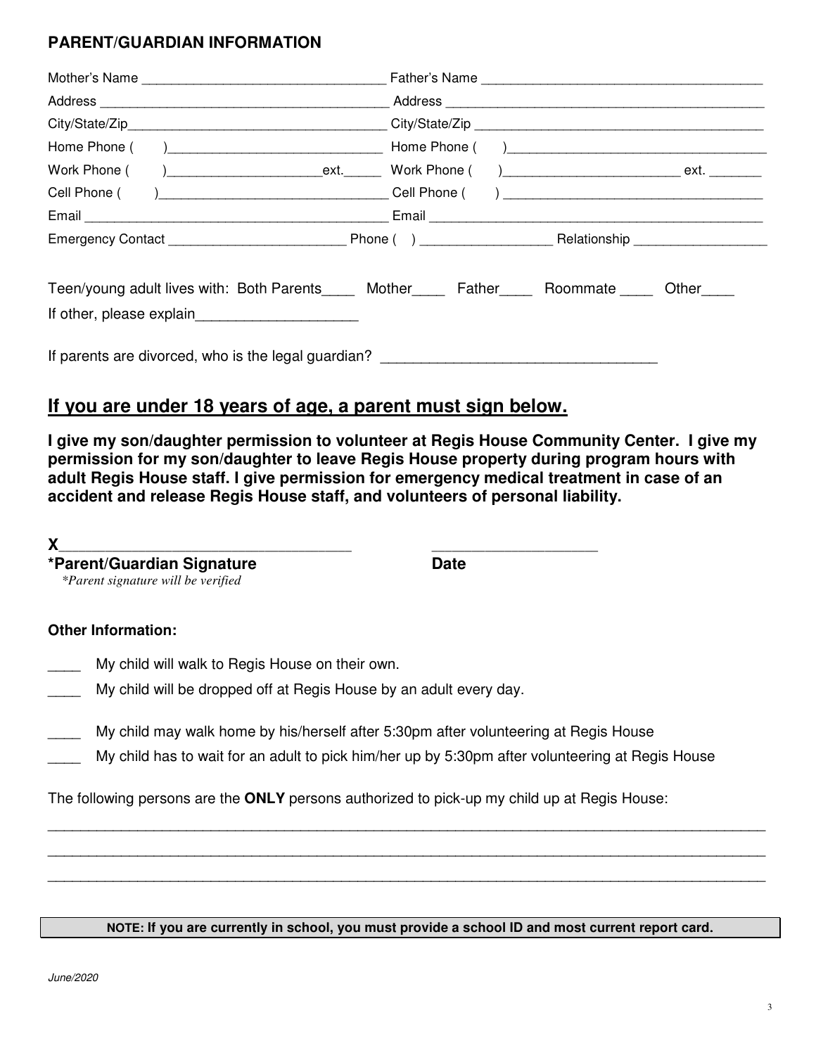## PARENT/GUARDIAN INFORMATION

Mother's Name ________________________________ Father's Name ______________________________________

Address ______________________________________ Address ___________________________________________

City/State/Zip__________________________________ City/State/Zip ______________________________________

Home Phone ( )____________________________ Home Phone ( )__________________________________

Work Phone ( )____________________ext._____ Work Phone ( )_______________________ ext. _______

Cell Phone ( )_______________________________ Cell Phone ( ) __________________________________

Email _________________________________________ Email _____________________________________________

Emergency Contact ________________________ Phone ( ) _________________ Relationship __________________

Teen/young adult lives with: Both Parents____ Mother____ Father____ Roommate ____ Other____

If other, please explain___________________

If parents are divorced, who is the legal guardian? ________________________________

## If you are under 18 years of age, a parent must sign below.

**I give my son/daughter permission to volunteer at Regis House Community Center. I give my permission for my son/daughter to leave Regis House property during program hours with adult Regis House staff. I give permission for emergency medical treatment in case of an accident and release Regis House staff, and volunteers of personal liability.**

**X**___________________________________ ____________________

**\*Parent/Guardian Signature** **Date**

*\*Parent signature will be verified*

**Other Information:**

____ My child will walk to Regis House on their own.

____ My child will be dropped off at Regis House by an adult every day.

____ My child may walk home by his/herself after 5:30pm after volunteering at Regis House

____ My child has to wait for an adult to pick him/her up by 5:30pm after volunteering at Regis House

The following persons are the **ONLY** persons authorized to pick-up my child up at Regis House:

_____________________________________________________________________________________

_____________________________________________________________________________________

_____________________________________________________________________________________

**NOTE: If you are currently in school, you must provide a school ID and most current report card.**

*June/2020*